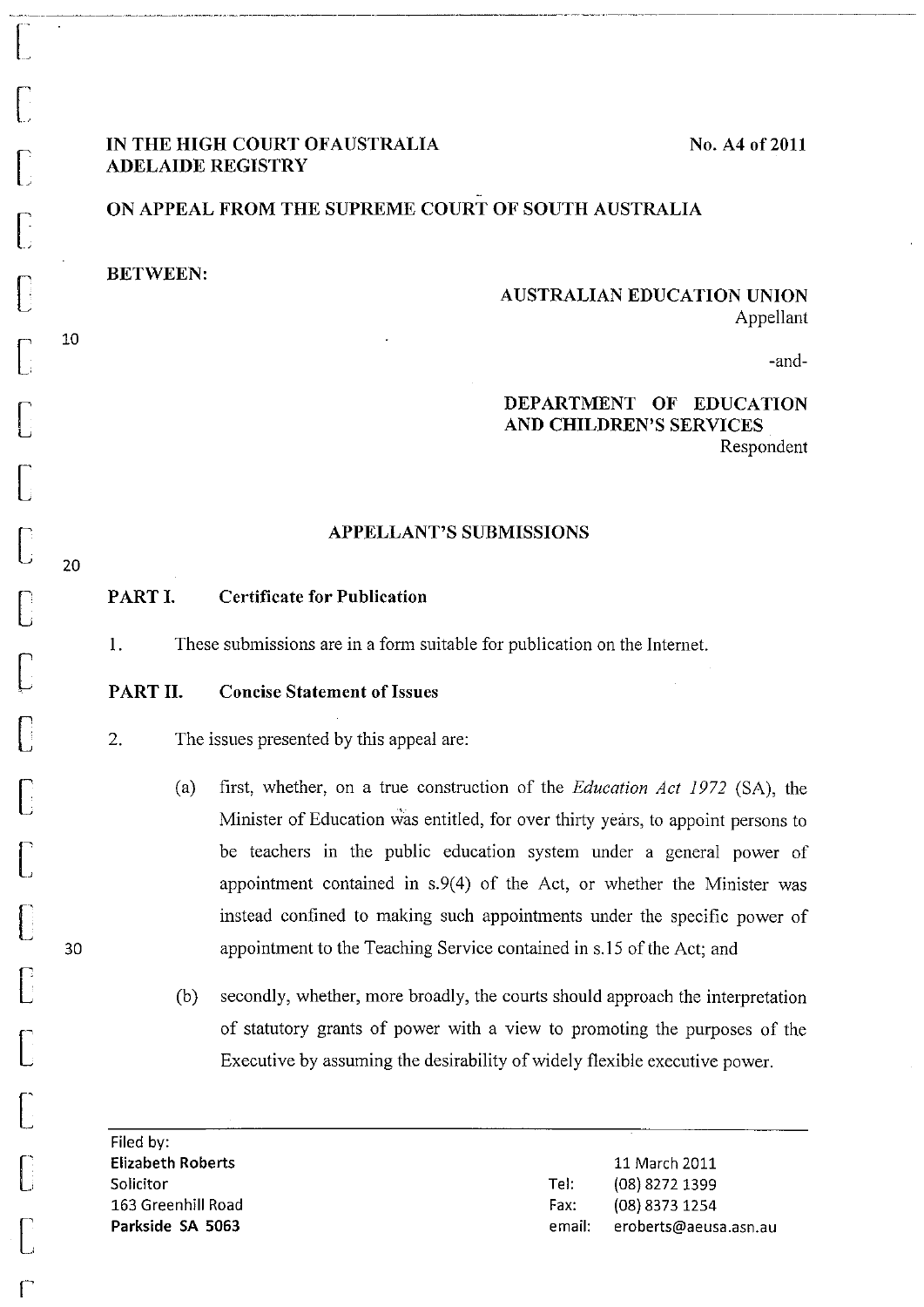**IN THE HIGH COURT OFAUSTRALIA**
**ADELAIDE REGISTRY**

**No. A4 of 2011**

**ON APPEAL FROM THE SUPREME COURT OF SOUTH AUSTRALIA**

**BETWEEN:**

**AUSTRALIAN EDUCATION UNION**
Appellant

-and-

**DEPARTMENT OF EDUCATION AND CHILDREN'S SERVICES**
Respondent

## APPELLANT'S SUBMISSIONS

### PART I. Certificate for Publication

1. These submissions are in a form suitable for publication on the Internet.

### PART II. Concise Statement of Issues

2. The issues presented by this appeal are:

   (a) first, whether, on a true construction of the *Education Act 1972* (SA), the Minister of Education was entitled, for over thirty years, to appoint persons to be teachers in the public education system under a general power of appointment contained in s.9(4) of the Act, or whether the Minister was instead confined to making such appointments under the specific power of appointment to the Teaching Service contained in s.15 of the Act; and

   (b) secondly, whether, more broadly, the courts should approach the interpretation of statutory grants of power with a view to promoting the purposes of the Executive by assuming the desirability of widely flexible executive power.

Filed by:
**Elizabeth Roberts**
Solicitor
163 Greenhill Road
**Parkside SA 5063**

11 March 2011
Tel: (08) 8272 1399
Fax: (08) 8373 1254
email: eroberts@aeusa.asn.au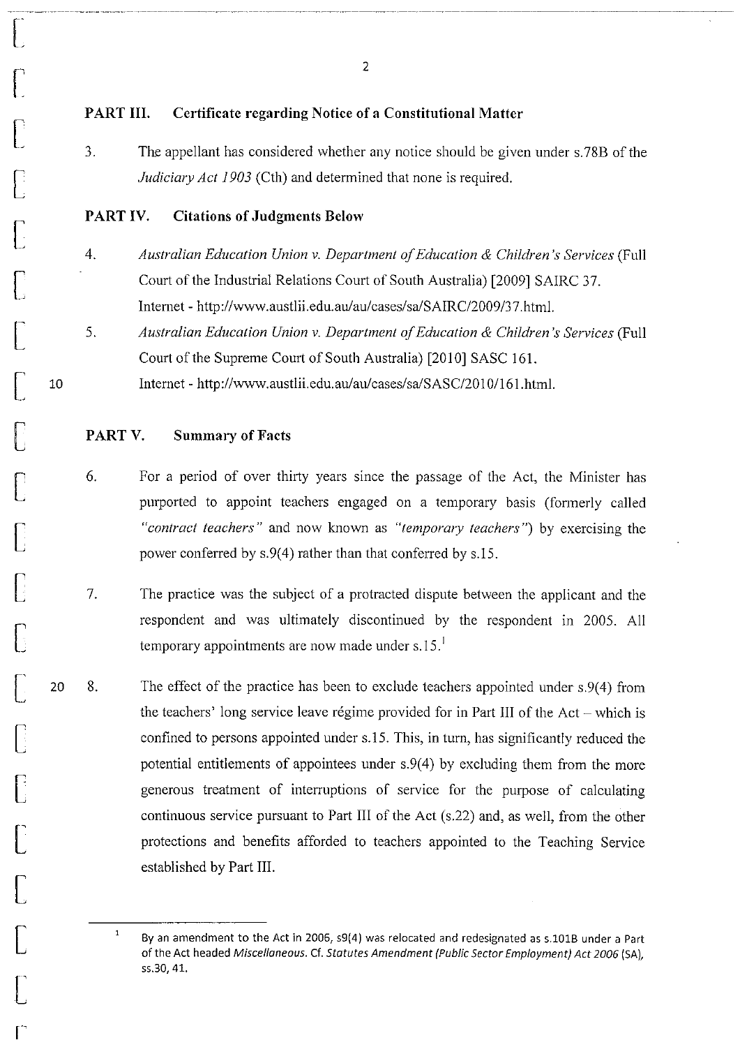## PART III. Certificate regarding Notice of a Constitutional Matter

3. The appellant has considered whether any notice should be given under s.78B of the *Judiciary Act 1903* (Cth) and determined that none is required.

## PART IV. Citations of Judgments Below

4. *Australian Education Union v. Department of Education & Children's Services* (Full Court of the Industrial Relations Court of South Australia) [2009] SAIRC 37. Internet - http://www.austlii.edu.au/au/cases/sa/SAIRC/2009/37.html.

5. *Australian Education Union v. Department of Education & Children's Services* (Full Court of the Supreme Court of South Australia) [2010] SASC 161. Internet - http://www.austlii.edu.au/au/cases/sa/SASC/2010/161.html.

## PART V. Summary of Facts

6. For a period of over thirty years since the passage of the Act, the Minister has purported to appoint teachers engaged on a temporary basis (formerly called *"contract teachers"* and now known as *"temporary teachers"*) by exercising the power conferred by s.9(4) rather than that conferred by s.15.

7. The practice was the subject of a protracted dispute between the applicant and the respondent and was ultimately discontinued by the respondent in 2005. All temporary appointments are now made under s.15.[1]

8. The effect of the practice has been to exclude teachers appointed under s.9(4) from the teachers' long service leave régime provided for in Part III of the Act – which is confined to persons appointed under s.15. This, in turn, has significantly reduced the potential entitlements of appointees under s.9(4) by excluding them from the more generous treatment of interruptions of service for the purpose of calculating continuous service pursuant to Part III of the Act (s.22) and, as well, from the other protections and benefits afforded to teachers appointed to the Teaching Service established by Part III.

---

[1] By an amendment to the Act in 2006, s9(4) was relocated and redesignated as s.101B under a Part of the Act headed *Miscellaneous*. Cf. *Statutes Amendment (Public Sector Employment) Act 2006* (SA), ss.30, 41.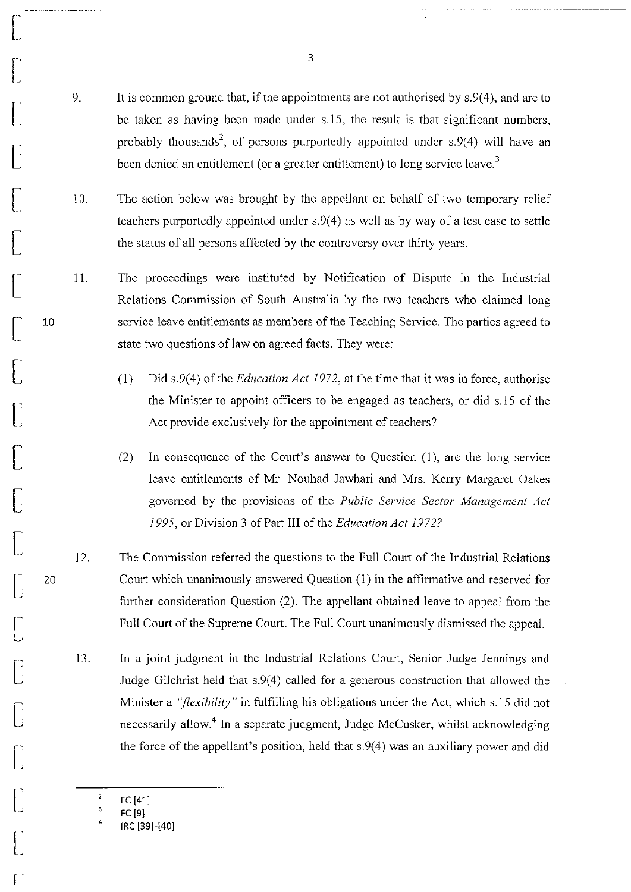9. It is common ground that, if the appointments are not authorised by s.9(4), and are to be taken as having been made under s.15, the result is that significant numbers, probably thousands[2], of persons purportedly appointed under s.9(4) will have an been denied an entitlement (or a greater entitlement) to long service leave.[3]

10. The action below was brought by the appellant on behalf of two temporary relief teachers purportedly appointed under s.9(4) as well as by way of a test case to settle the status of all persons affected by the controversy over thirty years.

11. The proceedings were instituted by Notification of Dispute in the Industrial Relations Commission of South Australia by the two teachers who claimed long service leave entitlements as members of the Teaching Service. The parties agreed to state two questions of law on agreed facts. They were:

    (1) Did s.9(4) of the *Education Act 1972*, at the time that it was in force, authorise the Minister to appoint officers to be engaged as teachers, or did s.15 of the Act provide exclusively for the appointment of teachers?

    (2) In consequence of the Court's answer to Question (1), are the long service leave entitlements of Mr. Nouhad Jawhari and Mrs. Kerry Margaret Oakes governed by the provisions of the *Public Service Sector Management Act 1995*, or Division 3 of Part III of the *Education Act 1972?*

12. The Commission referred the questions to the Full Court of the Industrial Relations Court which unanimously answered Question (1) in the affirmative and reserved for further consideration Question (2). The appellant obtained leave to appeal from the Full Court of the Supreme Court. The Full Court unanimously dismissed the appeal.

13. In a joint judgment in the Industrial Relations Court, Senior Judge Jennings and Judge Gilchrist held that s.9(4) called for a generous construction that allowed the Minister a *"flexibility"* in fulfilling his obligations under the Act, which s.15 did not necessarily allow.[4] In a separate judgment, Judge McCusker, whilst acknowledging the force of the appellant's position, held that s.9(4) was an auxiliary power and did

---

[2] FC [41]

[3] FC [9]

[4] IRC [39]-[40]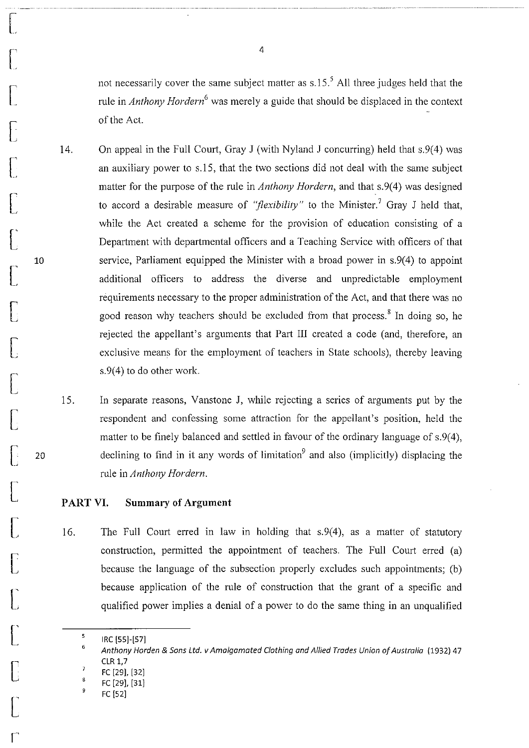not necessarily cover the same subject matter as s.15.[5] All three judges held that the rule in *Anthony Hordern*[6] was merely a guide that should be displaced in the context of the Act.

14. On appeal in the Full Court, Gray J (with Nyland J concurring) held that s.9(4) was an auxiliary power to s.15, that the two sections did not deal with the same subject matter for the purpose of the rule in *Anthony Hordern*, and that s.9(4) was designed to accord a desirable measure of *"flexibility"* to the Minister.[7] Gray J held that, while the Act created a scheme for the provision of education consisting of a Department with departmental officers and a Teaching Service with officers of that service, Parliament equipped the Minister with a broad power in s.9(4) to appoint additional officers to address the diverse and unpredictable employment requirements necessary to the proper administration of the Act, and that there was no good reason why teachers should be excluded from that process.[8] In doing so, he rejected the appellant's arguments that Part III created a code (and, therefore, an exclusive means for the employment of teachers in State schools), thereby leaving s.9(4) to do other work.

15. In separate reasons, Vanstone J, while rejecting a series of arguments put by the respondent and confessing some attraction for the appellant's position, held the matter to be finely balanced and settled in favour of the ordinary language of s.9(4), declining to find in it any words of limitation[9] and also (implicitly) displacing the rule in *Anthony Hordern*.

## PART VI. Summary of Argument

16. The Full Court erred in law in holding that s.9(4), as a matter of statutory construction, permitted the appointment of teachers. The Full Court erred (a) because the language of the subsection properly excludes such appointments; (b) because application of the rule of construction that the grant of a specific and qualified power implies a denial of a power to do the same thing in an unqualified

---

[5] IRC [55]-[57]

[6] *Anthony Horden & Sons Ltd. v Amalgamated Clothing and Allied Trades Union of Australia* (1932) 47 CLR 1,7

[7] FC [29], [32]

[8] FC [29], [31]

[9] FC [52]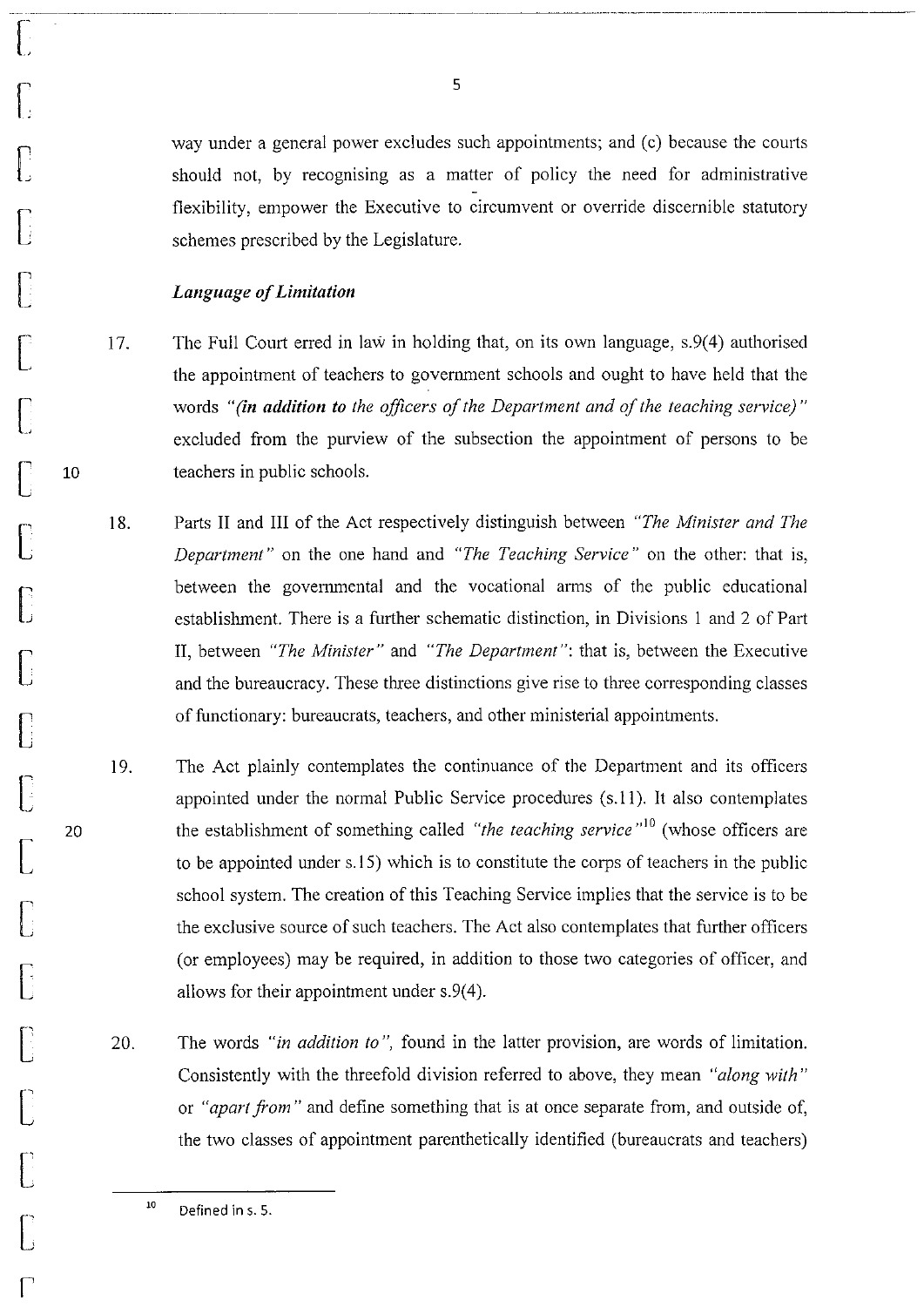way under a general power excludes such appointments; and (c) because the courts should not, by recognising as a matter of policy the need for administrative flexibility, empower the Executive to circumvent or override discernible statutory schemes prescribed by the Legislature.

### *Language of Limitation*

17. The Full Court erred in law in holding that, on its own language, s.9(4) authorised the appointment of teachers to government schools and ought to have held that the words *"(**in addition to** the officers of the Department and of the teaching service)"* excluded from the purview of the subsection the appointment of persons to be teachers in public schools.

18. Parts II and III of the Act respectively distinguish between *"The Minister and The Department"* on the one hand and *"The Teaching Service"* on the other: that is, between the governmental and the vocational arms of the public educational establishment. There is a further schematic distinction, in Divisions 1 and 2 of Part II, between *"The Minister"* and *"The Department"*: that is, between the Executive and the bureaucracy. These three distinctions give rise to three corresponding classes of functionary: bureaucrats, teachers, and other ministerial appointments.

19. The Act plainly contemplates the continuance of the Department and its officers appointed under the normal Public Service procedures (s.11). It also contemplates the establishment of something called *"the teaching service"*[10] (whose officers are to be appointed under s.15) which is to constitute the corps of teachers in the public school system. The creation of this Teaching Service implies that the service is to be the exclusive source of such teachers. The Act also contemplates that further officers (or employees) may be required, in addition to those two categories of officer, and allows for their appointment under s.9(4).

20. The words *"in addition to"*, found in the latter provision, are words of limitation. Consistently with the threefold division referred to above, they mean *"along with"* or *"apart from"* and define something that is at once separate from, and outside of, the two classes of appointment parenthetically identified (bureaucrats and teachers)

---

[10] Defined in s. 5.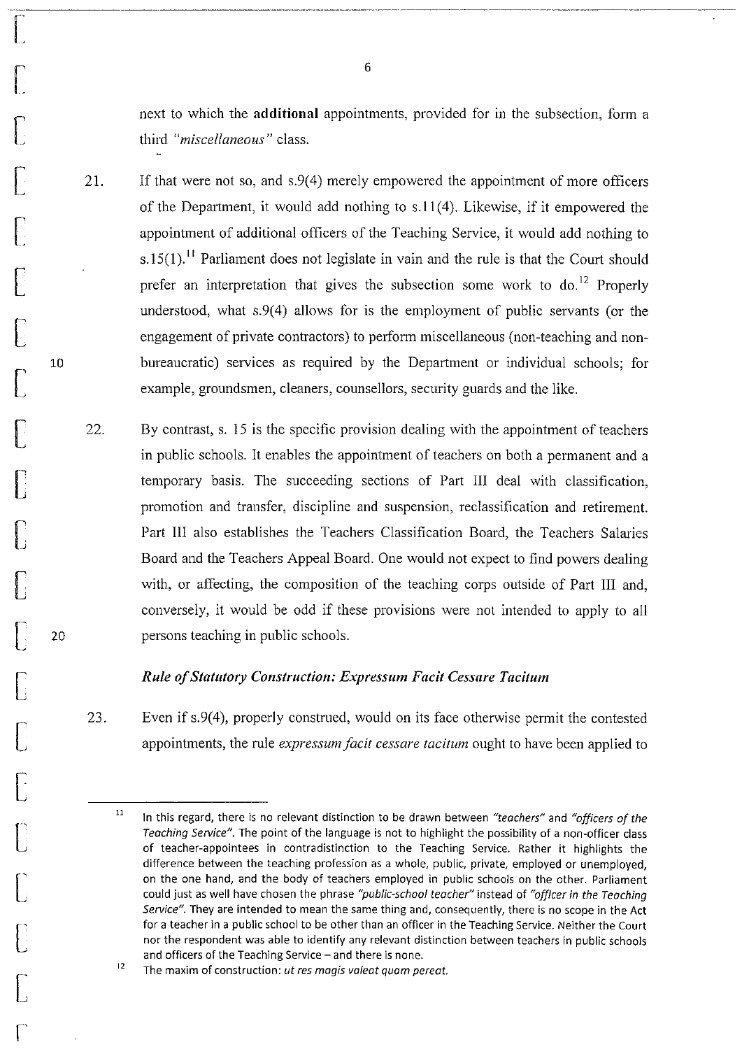next to which the **additional** appointments, provided for in the subsection, form a third *"miscellaneous"* class.

21. If that were not so, and s.9(4) merely empowered the appointment of more officers of the Department, it would add nothing to s.11(4). Likewise, if it empowered the appointment of additional officers of the Teaching Service, it would add nothing to s.15(1).[11] Parliament does not legislate in vain and the rule is that the Court should prefer an interpretation that gives the subsection some work to do.[12] Properly understood, what s.9(4) allows for is the employment of public servants (or the engagement of private contractors) to perform miscellaneous (non-teaching and non-bureaucratic) services as required by the Department or individual schools; for example, groundsmen, cleaners, counsellors, security guards and the like.

22. By contrast, s. 15 is the specific provision dealing with the appointment of teachers in public schools. It enables the appointment of teachers on both a permanent and a temporary basis. The succeeding sections of Part III deal with classification, promotion and transfer, discipline and suspension, reclassification and retirement. Part III also establishes the Teachers Classification Board, the Teachers Salaries Board and the Teachers Appeal Board. One would not expect to find powers dealing with, or affecting, the composition of the teaching corps outside of Part III and, conversely, it would be odd if these provisions were not intended to apply to all persons teaching in public schools.

### *Rule of Statutory Construction: Expressum Facit Cessare Tacitum*

23. Even if s.9(4), properly construed, would on its face otherwise permit the contested appointments, the rule *expressum facit cessare tacitum* ought to have been applied to

---

[11] In this regard, there is no relevant distinction to be drawn between *"teachers"* and *"officers of the Teaching Service"*. The point of the language is not to highlight the possibility of a non-officer class of teacher-appointees in contradistinction to the Teaching Service. Rather it highlights the difference between the teaching profession as a whole, public, private, employed or unemployed, on the one hand, and the body of teachers employed in public schools on the other. Parliament could just as well have chosen the phrase *"public-school teacher"* instead of *"officer in the Teaching Service"*. They are intended to mean the same thing and, consequently, there is no scope in the Act for a teacher in a public school to be other than an officer in the Teaching Service. Neither the Court nor the respondent was able to identify any relevant distinction between teachers in public schools and officers of the Teaching Service – and there is none.

[12] The maxim of construction: *ut res magis valeat quam pereat.*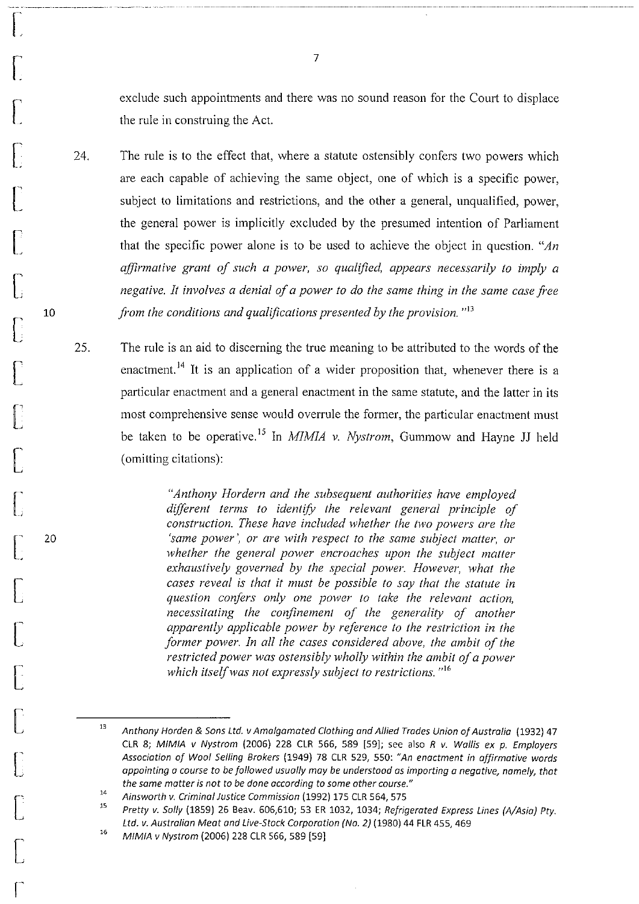exclude such appointments and there was no sound reason for the Court to displace the rule in construing the Act.

24. The rule is to the effect that, where a statute ostensibly confers two powers which are each capable of achieving the same object, one of which is a specific power, subject to limitations and restrictions, and the other a general, unqualified, power, the general power is implicitly excluded by the presumed intention of Parliament that the specific power alone is to be used to achieve the object in question. "*An affirmative grant of such a power, so qualified, appears necessarily to imply a negative. It involves a denial of a power to do the same thing in the same case free from the conditions and qualifications presented by the provision.*"[13]

25. The rule is an aid to discerning the true meaning to be attributed to the words of the enactment.[14] It is an application of a wider proposition that, whenever there is a particular enactment and a general enactment in the same statute, and the latter in its most comprehensive sense would overrule the former, the particular enactment must be taken to be operative.[15] In *MIMIA v. Nystrom*, Gummow and Hayne JJ held (omitting citations):

> *"Anthony Hordern and the subsequent authorities have employed different terms to identify the relevant general principle of construction. These have included whether the two powers are the 'same power', or are with respect to the same subject matter, or whether the general power encroaches upon the subject matter exhaustively governed by the special power. However, what the cases reveal is that it must be possible to say that the statute in question confers only one power to take the relevant action, necessitating the confinement of the generality of another apparently applicable power by reference to the restriction in the former power. In all the cases considered above, the ambit of the restricted power was ostensibly wholly within the ambit of a power which itself was not expressly subject to restrictions."*[16]

---

[13] *Anthony Horden & Sons Ltd. v Amalgamated Clothing and Allied Trades Union of Australia* (1932) 47 CLR 8; *MIMIA v Nystrom* (2006) 228 CLR 566, 589 [59]; see also *R v. Wallis ex p. Employers Association of Wool Selling Brokers* (1949) 78 CLR 529, 550: *"An enactment in affirmative words appointing a course to be followed usually may be understood as importing a negative, namely, that the same matter is not to be done according to some other course."*

[14] *Ainsworth v. Criminal Justice Commission* (1992) 175 CLR 564, 575

[15] *Pretty v. Solly* (1859) 26 Beav. 606,610; 53 ER 1032, 1034; *Refrigerated Express Lines (A/Asia) Pty. Ltd. v. Australian Meat and Live-Stock Corporation (No. 2)* (1980) 44 FLR 455, 469

[16] *MIMIA v Nystrom* (2006) 228 CLR 566, 589 [59]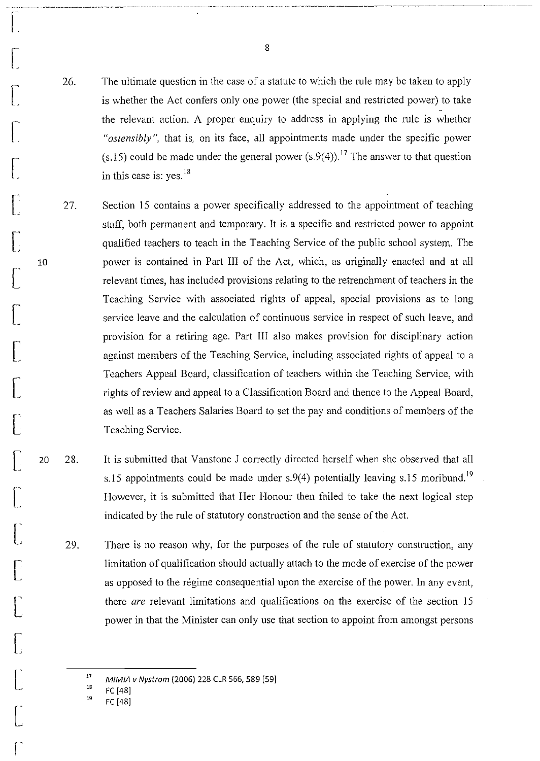26. The ultimate question in the case of a statute to which the rule may be taken to apply is whether the Act confers only one power (the special and restricted power) to take the relevant action. A proper enquiry to address in applying the rule is whether *"ostensibly"*, that is, on its face, all appointments made under the specific power (s.15) could be made under the general power (s.9(4)).[17] The answer to that question in this case is: yes.[18]

27. Section 15 contains a power specifically addressed to the appointment of teaching staff, both permanent and temporary. It is a specific and restricted power to appoint qualified teachers to teach in the Teaching Service of the public school system. The power is contained in Part III of the Act, which, as originally enacted and at all relevant times, has included provisions relating to the retrenchment of teachers in the Teaching Service with associated rights of appeal, special provisions as to long service leave and the calculation of continuous service in respect of such leave, and provision for a retiring age. Part III also makes provision for disciplinary action against members of the Teaching Service, including associated rights of appeal to a Teachers Appeal Board, classification of teachers within the Teaching Service, with rights of review and appeal to a Classification Board and thence to the Appeal Board, as well as a Teachers Salaries Board to set the pay and conditions of members of the Teaching Service.

28. It is submitted that Vanstone J correctly directed herself when she observed that all s.15 appointments could be made under s.9(4) potentially leaving s.15 moribund.[19] However, it is submitted that Her Honour then failed to take the next logical step indicated by the rule of statutory construction and the sense of the Act.

29. There is no reason why, for the purposes of the rule of statutory construction, any limitation of qualification should actually attach to the mode of exercise of the power as opposed to the régime consequential upon the exercise of the power. In any event, there *are* relevant limitations and qualifications on the exercise of the section 15 power in that the Minister can only use that section to appoint from amongst persons

---

[17] *MIMIA v Nystrom* (2006) 228 CLR 566, 589 [59]

[18] FC [48]

[19] FC [48]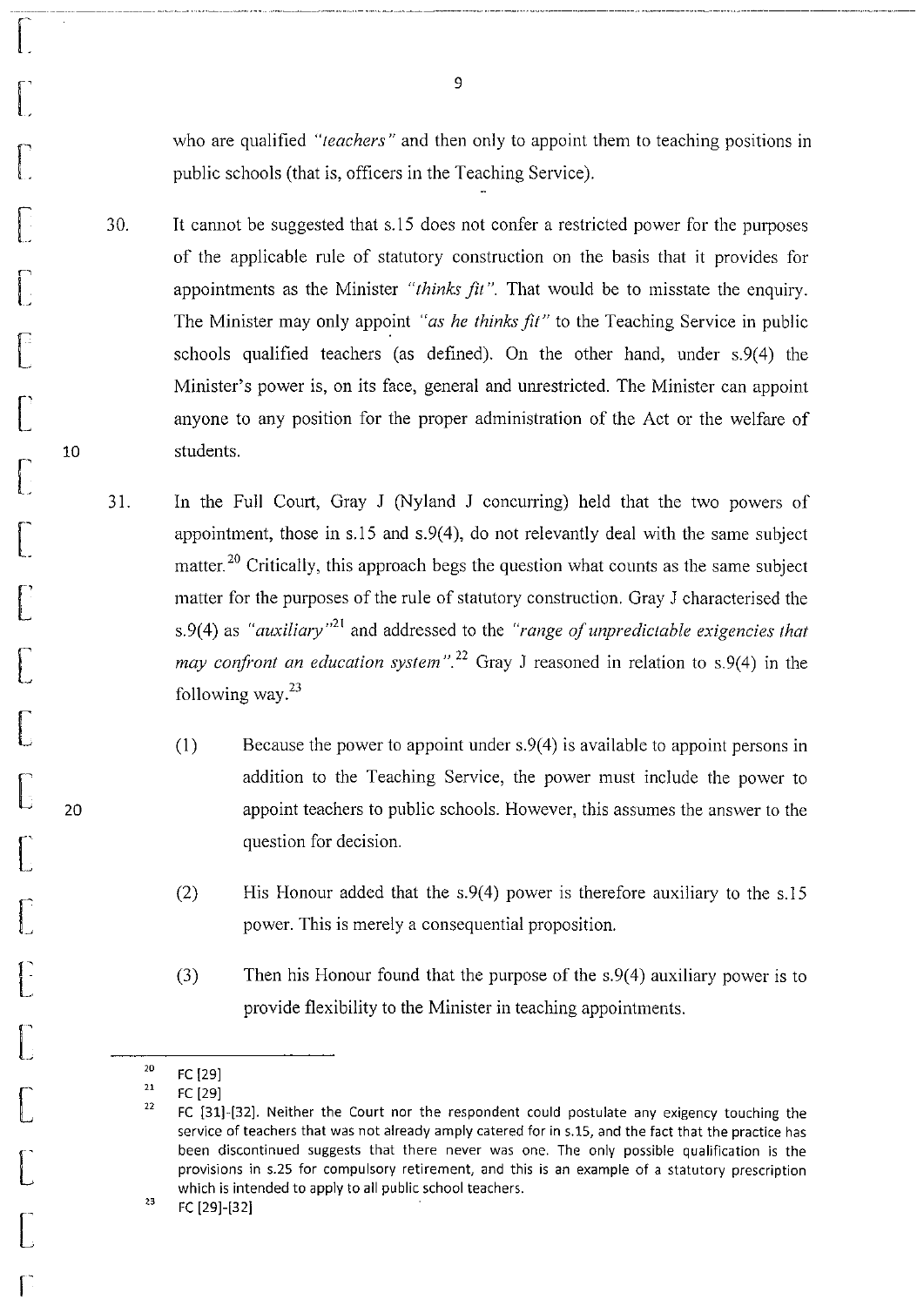who are qualified *"teachers"* and then only to appoint them to teaching positions in public schools (that is, officers in the Teaching Service).

30. It cannot be suggested that s.15 does not confer a restricted power for the purposes of the applicable rule of statutory construction on the basis that it provides for appointments as the Minister *"thinks fit"*. That would be to misstate the enquiry. The Minister may only appoint *"as he thinks fit"* to the Teaching Service in public schools qualified teachers (as defined). On the other hand, under s.9(4) the Minister's power is, on its face, general and unrestricted. The Minister can appoint anyone to any position for the proper administration of the Act or the welfare of students.

31. In the Full Court, Gray J (Nyland J concurring) held that the two powers of appointment, those in s.15 and s.9(4), do not relevantly deal with the same subject matter.[20] Critically, this approach begs the question what counts as the same subject matter for the purposes of the rule of statutory construction. Gray J characterised the s.9(4) as *"auxiliary"*[21] and addressed to the *"range of unpredictable exigencies that may confront an education system"*.[22] Gray J reasoned in relation to s.9(4) in the following way.[23]

    (1) Because the power to appoint under s.9(4) is available to appoint persons in addition to the Teaching Service, the power must include the power to appoint teachers to public schools. However, this assumes the answer to the question for decision.

    (2) His Honour added that the s.9(4) power is therefore auxiliary to the s.15 power. This is merely a consequential proposition.

    (3) Then his Honour found that the purpose of the s.9(4) auxiliary power is to provide flexibility to the Minister in teaching appointments.

---

[20] FC [29]

[21] FC [29]

[22] FC [31]-[32]. Neither the Court nor the respondent could postulate any exigency touching the service of teachers that was not already amply catered for in s.15, and the fact that the practice has been discontinued suggests that there never was one. The only possible qualification is the provisions in s.25 for compulsory retirement, and this is an example of a statutory prescription which is intended to apply to all public school teachers.

[23] FC [29]-[32]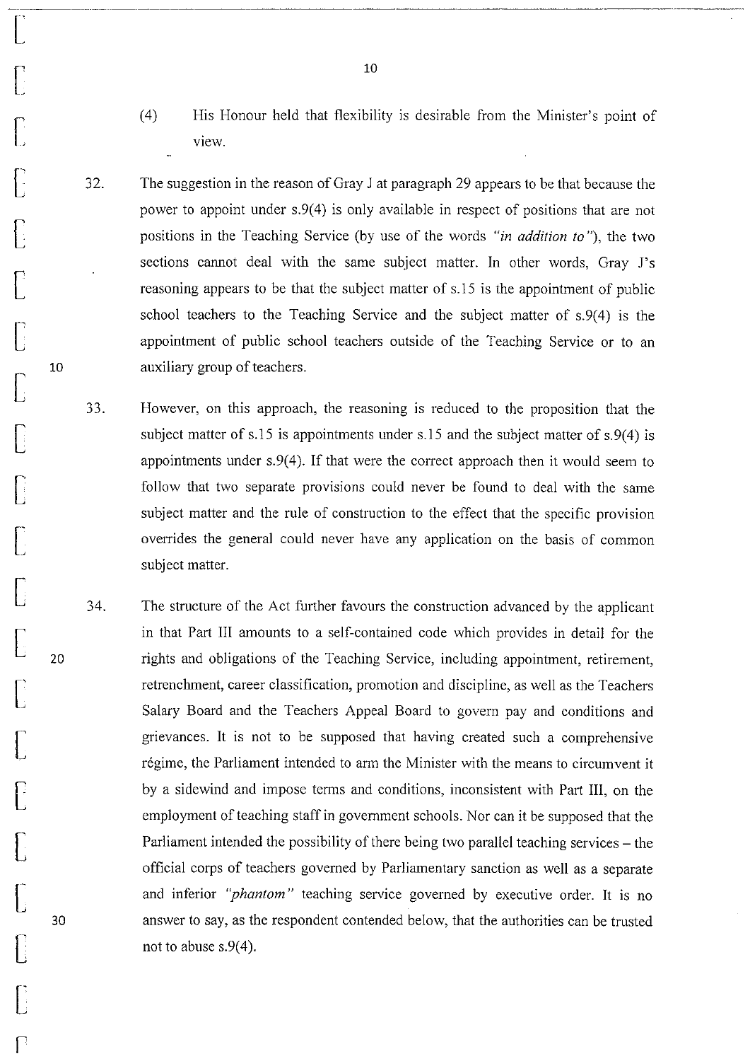(4) His Honour held that flexibility is desirable from the Minister's point of view.

32. The suggestion in the reason of Gray J at paragraph 29 appears to be that because the power to appoint under s.9(4) is only available in respect of positions that are not positions in the Teaching Service (by use of the words *"in addition to"*), the two sections cannot deal with the same subject matter. In other words, Gray J's reasoning appears to be that the subject matter of s.15 is the appointment of public school teachers to the Teaching Service and the subject matter of s.9(4) is the appointment of public school teachers outside of the Teaching Service or to an auxiliary group of teachers.

33. However, on this approach, the reasoning is reduced to the proposition that the subject matter of s.15 is appointments under s.15 and the subject matter of s.9(4) is appointments under s.9(4). If that were the correct approach then it would seem to follow that two separate provisions could never be found to deal with the same subject matter and the rule of construction to the effect that the specific provision overrides the general could never have any application on the basis of common subject matter.

34. The structure of the Act further favours the construction advanced by the applicant in that Part III amounts to a self-contained code which provides in detail for the rights and obligations of the Teaching Service, including appointment, retirement, retrenchment, career classification, promotion and discipline, as well as the Teachers Salary Board and the Teachers Appeal Board to govern pay and conditions and grievances. It is not to be supposed that having created such a comprehensive régime, the Parliament intended to arm the Minister with the means to circumvent it by a sidewind and impose terms and conditions, inconsistent with Part III, on the employment of teaching staff in government schools. Nor can it be supposed that the Parliament intended the possibility of there being two parallel teaching services – the official corps of teachers governed by Parliamentary sanction as well as a separate and inferior *"phantom"* teaching service governed by executive order. It is no answer to say, as the respondent contended below, that the authorities can be trusted not to abuse s.9(4).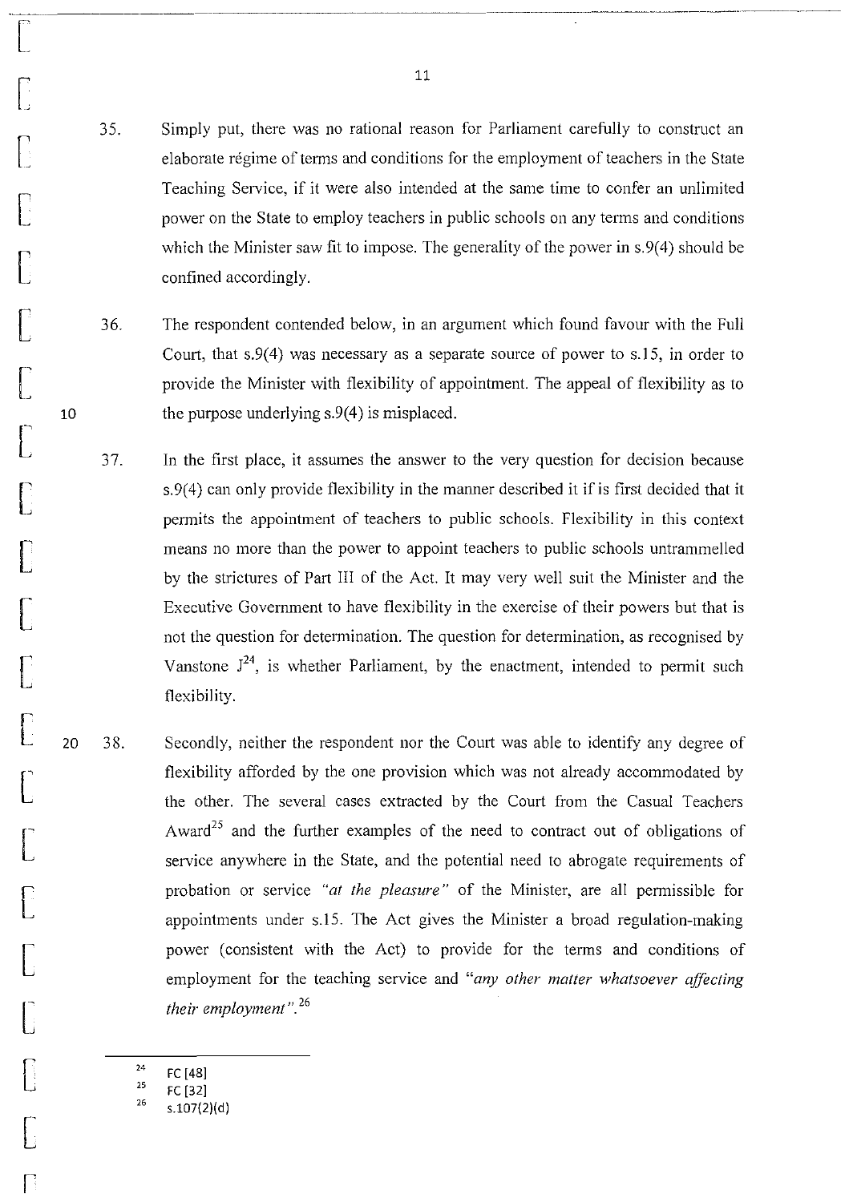35. Simply put, there was no rational reason for Parliament carefully to construct an elaborate régime of terms and conditions for the employment of teachers in the State Teaching Service, if it were also intended at the same time to confer an unlimited power on the State to employ teachers in public schools on any terms and conditions which the Minister saw fit to impose. The generality of the power in s.9(4) should be confined accordingly.

36. The respondent contended below, in an argument which found favour with the Full Court, that s.9(4) was necessary as a separate source of power to s.15, in order to provide the Minister with flexibility of appointment. The appeal of flexibility as to the purpose underlying s.9(4) is misplaced.

37. In the first place, it assumes the answer to the very question for decision because s.9(4) can only provide flexibility in the manner described it if is first decided that it permits the appointment of teachers to public schools. Flexibility in this context means no more than the power to appoint teachers to public schools untrammelled by the strictures of Part III of the Act. It may very well suit the Minister and the Executive Government to have flexibility in the exercise of their powers but that is not the question for determination. The question for determination, as recognised by Vanstone J[24], is whether Parliament, by the enactment, intended to permit such flexibility.

38. Secondly, neither the respondent nor the Court was able to identify any degree of flexibility afforded by the one provision which was not already accommodated by the other. The several cases extracted by the Court from the Casual Teachers Award[25] and the further examples of the need to contract out of obligations of service anywhere in the State, and the potential need to abrogate requirements of probation or service *"at the pleasure"* of the Minister, are all permissible for appointments under s.15. The Act gives the Minister a broad regulation-making power (consistent with the Act) to provide for the terms and conditions of employment for the teaching service and *"any other matter whatsoever affecting their employment"*.[26]

---

[24] FC [48]

[25] FC [32]

[26] s.107(2)(d)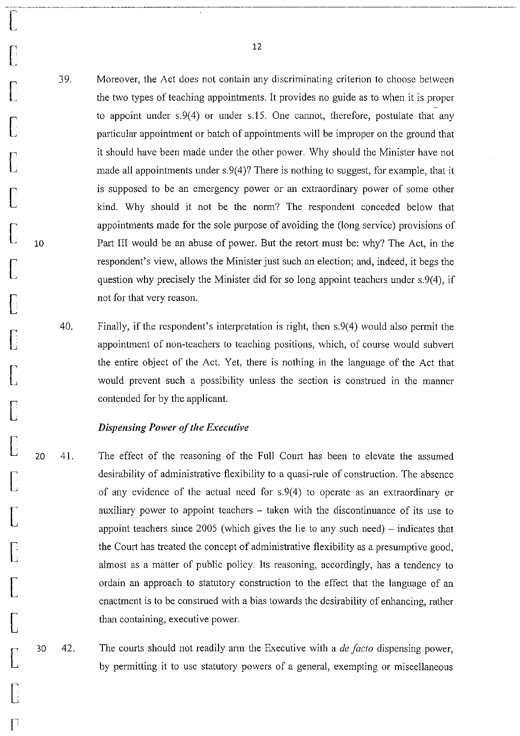39. Moreover, the Act does not contain any discriminating criterion to choose between the two types of teaching appointments. It provides no guide as to when it is proper to appoint under s.9(4) or under s.15. One cannot, therefore, postulate that any particular appointment or batch of appointments will be improper on the ground that it should have been made under the other power. Why should the Minister have not made all appointments under s.9(4)? There is nothing to suggest, for example, that it is supposed to be an emergency power or an extraordinary power of some other kind. Why should it not be the norm? The respondent conceded below that appointments made for the sole purpose of avoiding the (long service) provisions of Part III would be an abuse of power. But the retort must be: why? The Act, in the respondent's view, allows the Minister just such an election; and, indeed, it begs the question why precisely the Minister did for so long appoint teachers under s.9(4), if not for that very reason.

40. Finally, if the respondent's interpretation is right, then s.9(4) would also permit the appointment of non-teachers to teaching positions, which, of course would subvert the entire object of the Act. Yet, there is nothing in the language of the Act that would prevent such a possibility unless the section is construed in the manner contended for by the applicant.

### *Dispensing Power of the Executive*

41. The effect of the reasoning of the Full Court has been to elevate the assumed desirability of administrative flexibility to a quasi-rule of construction. The absence of any evidence of the actual need for s.9(4) to operate as an extraordinary or auxiliary power to appoint teachers – taken with the discontinuance of its use to appoint teachers since 2005 (which gives the lie to any such need) – indicates that the Court has treated the concept of administrative flexibility as a presumptive good, almost as a matter of public policy. Its reasoning, accordingly, has a tendency to ordain an approach to statutory construction to the effect that the language of an enactment is to be construed with a bias towards the desirability of enhancing, rather than containing, executive power.

42. The courts should not readily arm the Executive with a *de facto* dispensing power, by permitting it to use statutory powers of a general, exempting or miscellaneous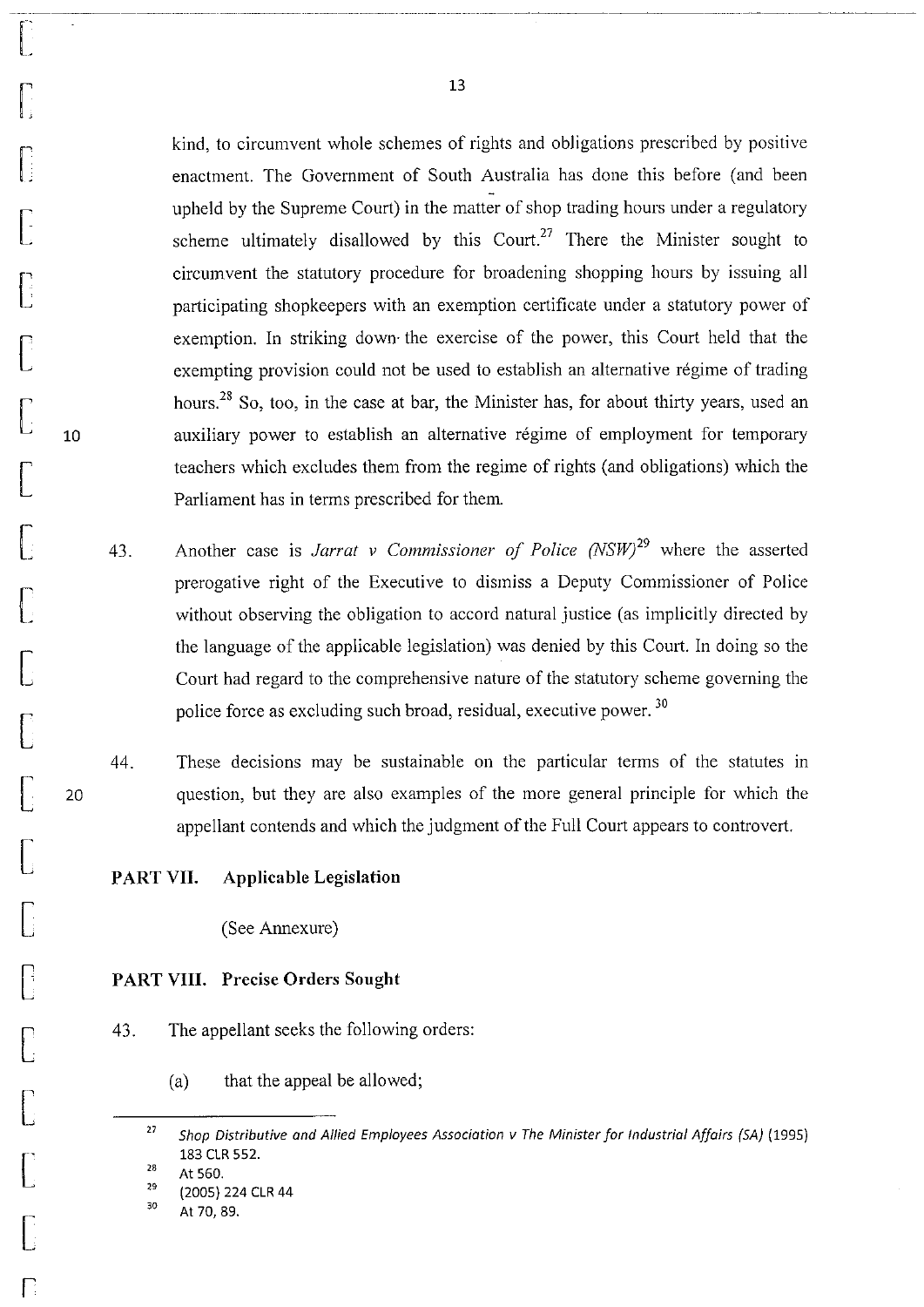kind, to circumvent whole schemes of rights and obligations prescribed by positive enactment. The Government of South Australia has done this before (and been upheld by the Supreme Court) in the matter of shop trading hours under a regulatory scheme ultimately disallowed by this Court.[27] There the Minister sought to circumvent the statutory procedure for broadening shopping hours by issuing all participating shopkeepers with an exemption certificate under a statutory power of exemption. In striking down the exercise of the power, this Court held that the exempting provision could not be used to establish an alternative régime of trading hours.[28] So, too, in the case at bar, the Minister has, for about thirty years, used an auxiliary power to establish an alternative régime of employment for temporary teachers which excludes them from the regime of rights (and obligations) which the Parliament has in terms prescribed for them.

43. Another case is *Jarrat v Commissioner of Police (NSW)*[29] where the asserted prerogative right of the Executive to dismiss a Deputy Commissioner of Police without observing the obligation to accord natural justice (as implicitly directed by the language of the applicable legislation) was denied by this Court. In doing so the Court had regard to the comprehensive nature of the statutory scheme governing the police force as excluding such broad, residual, executive power.[30]

44. These decisions may be sustainable on the particular terms of the statutes in question, but they are also examples of the more general principle for which the appellant contends and which the judgment of the Full Court appears to controvert.

**PART VII. Applicable Legislation**

(See Annexure)

**PART VIII. Precise Orders Sought**

43. The appellant seeks the following orders:

(a) that the appeal be allowed;

---

[27] *Shop Distributive and Allied Employees Association v The Minister for Industrial Affairs (SA)* (1995) 183 CLR 552.

[28] At 560.

[29] (2005) 224 CLR 44

[30] At 70, 89.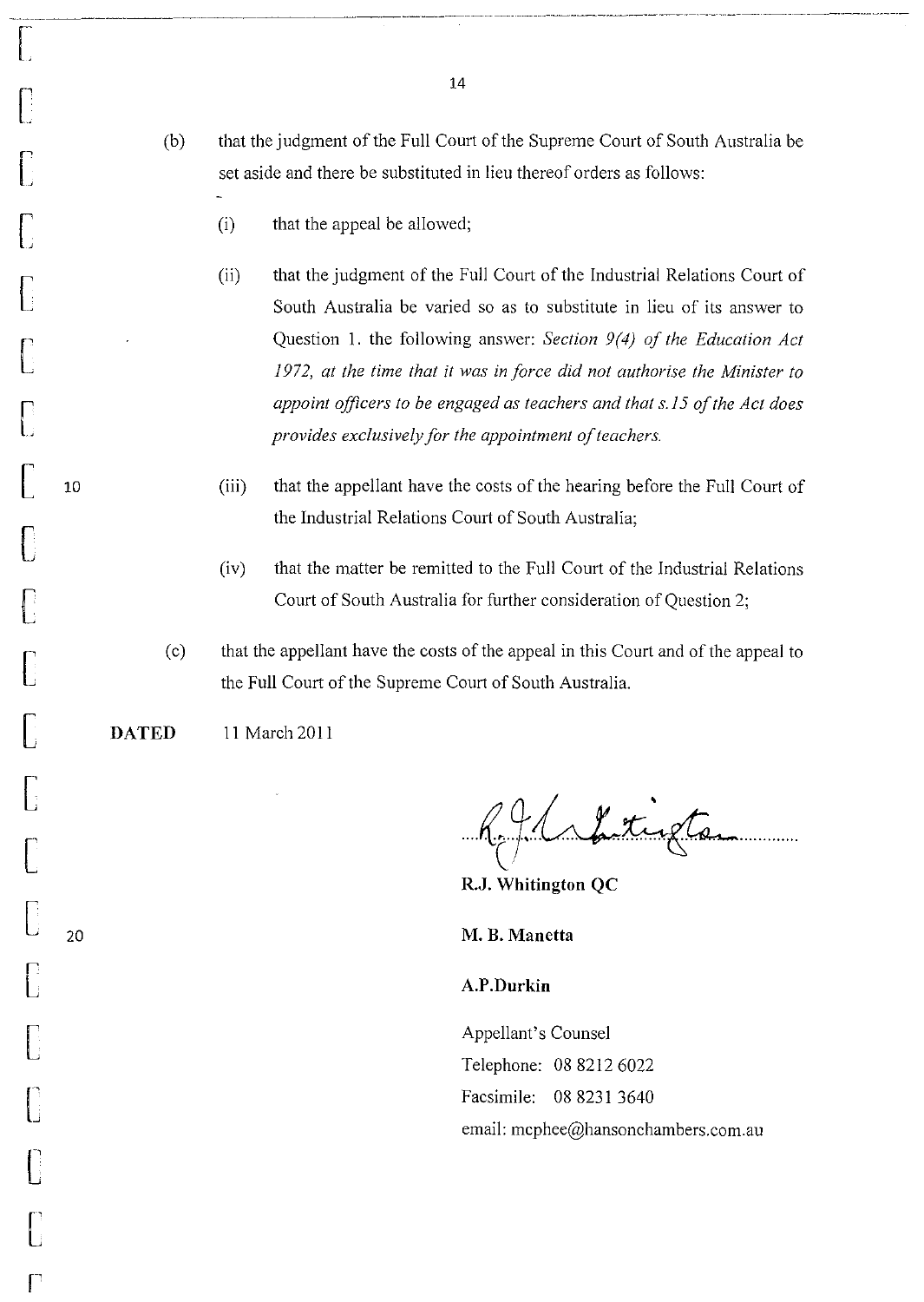(b) that the judgment of the Full Court of the Supreme Court of South Australia be set aside and there be substituted in lieu thereof orders as follows:

   (i) that the appeal be allowed;

   (ii) that the judgment of the Full Court of the Industrial Relations Court of South Australia be varied so as to substitute in lieu of its answer to Question 1. the following answer: *Section 9(4) of the Education Act 1972, at the time that it was in force did not authorise the Minister to appoint officers to be engaged as teachers and that s.15 of the Act does provides exclusively for the appointment of teachers.*

   (iii) that the appellant have the costs of the hearing before the Full Court of the Industrial Relations Court of South Australia;

   (iv) that the matter be remitted to the Full Court of the Industrial Relations Court of South Australia for further consideration of Question 2;

(c) that the appellant have the costs of the appeal in this Court and of the appeal to the Full Court of the Supreme Court of South Australia.

**DATED** 11 March 2011

**R.J. Whitington QC**

**M. B. Manetta**

**A.P.Durkin**

Appellant's Counsel

Telephone: 08 8212 6022

Facsimile: 08 8231 3640

email: mcphee@hansonchambers.com.au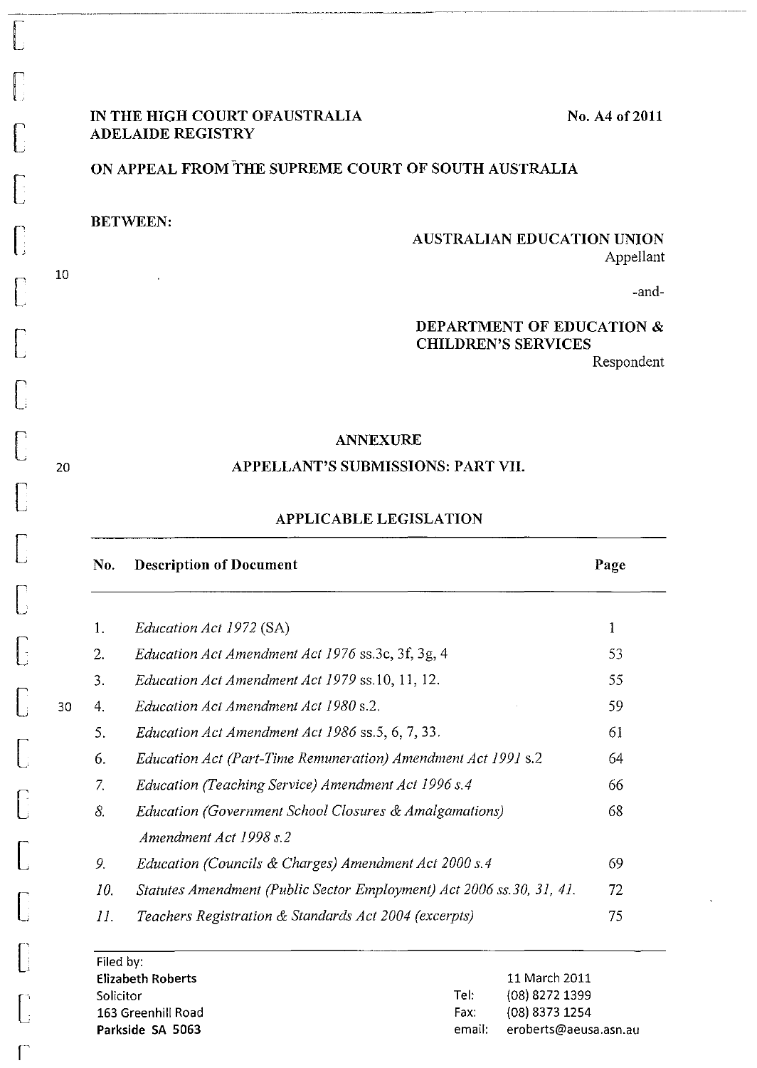**IN THE HIGH COURT OFAUSTRALIA**
**ADELAIDE REGISTRY**

**No. A4 of 2011**

**ON APPEAL FROM THE SUPREME COURT OF SOUTH AUSTRALIA**

**BETWEEN:**

**AUSTRALIAN EDUCATION UNION**
Appellant

-and-

**DEPARTMENT OF EDUCATION & CHILDREN'S SERVICES**
Respondent

## ANNEXURE

## APPELLANT'S SUBMISSIONS: PART VII.

### APPLICABLE LEGISLATION

| No. | Description of Document | Page |
|---|---|---|
| 1. | *Education Act 1972* (SA) | 1 |
| 2. | *Education Act Amendment Act 1976* ss.3c, 3f, 3g, 4 | 53 |
| 3. | *Education Act Amendment Act 1979* ss.10, 11, 12. | 55 |
| 4. | *Education Act Amendment Act 1980* s.2. | 59 |
| 5. | *Education Act Amendment Act 1986* ss.5, 6, 7, 33. | 61 |
| 6. | *Education Act (Part-Time Remuneration) Amendment Act 1991* s.2 | 64 |
| 7. | *Education (Teaching Service) Amendment Act 1996 s.4* | 66 |
| 8. | *Education (Government School Closures & Amalgamations) Amendment Act 1998 s.2* | 68 |
| 9. | *Education (Councils & Charges) Amendment Act 2000 s.4* | 69 |
| 10. | *Statutes Amendment (Public Sector Employment) Act 2006 ss.30, 31, 41.* | 72 |
| 11. | *Teachers Registration & Standards Act 2004 (excerpts)* | 75 |

Filed by:
**Elizabeth Roberts**
Solicitor
163 Greenhill Road
**Parkside SA 5063**

11 March 2011
Tel: (08) 8272 1399
Fax: (08) 8373 1254
email: eroberts@aeusa.asn.au